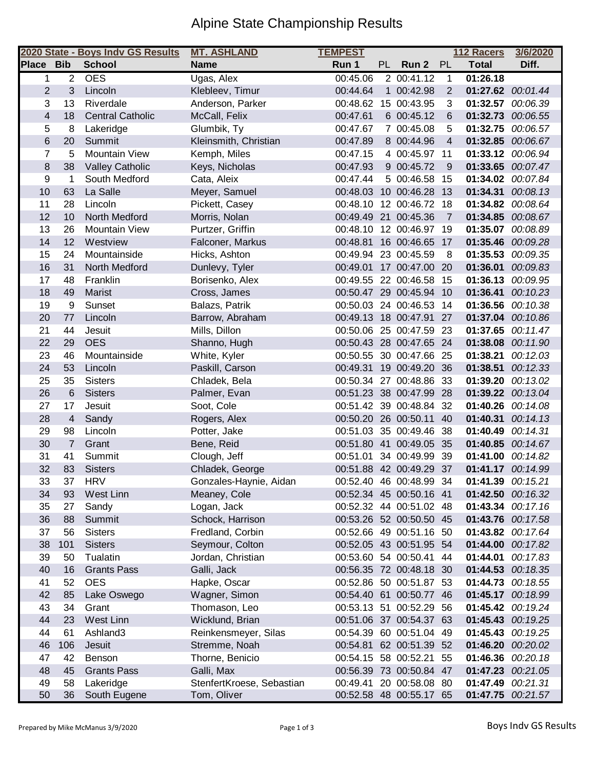# Alpine State Championship Results

| 2020 State - Boys Indv GS Results | | | MT. ASHLAND | TEMPEST | | | | 112 Racers | 3/6/2020 |
|---|---|---|---|---|---|---|---|---|---|
| **Place** | **Bib** | **School** | **Name** | **Run 1** | **PL** | **Run 2** | **PL** | **Total** | **Diff.** |
| 1 | 2 | OES | Ugas, Alex | 00:45.06 | 2 | 00:41.12 | 1 | **01:26.18** | |
| 2 | 3 | Lincoln | Klebleev, Timur | 00:44.64 | 1 | 00:42.98 | 2 | **01:27.62** | *00:01.44* |
| 3 | 13 | Riverdale | Anderson, Parker | 00:48.62 | 15 | 00:43.95 | 3 | **01:32.57** | *00:06.39* |
| 4 | 18 | Central Catholic | McCall, Felix | 00:47.61 | 6 | 00:45.12 | 6 | **01:32.73** | *00:06.55* |
| 5 | 8 | Lakeridge | Glumbik, Ty | 00:47.67 | 7 | 00:45.08 | 5 | **01:32.75** | *00:06.57* |
| 6 | 20 | Summit | Kleinsmith, Christian | 00:47.89 | 8 | 00:44.96 | 4 | **01:32.85** | *00:06.67* |
| 7 | 5 | Mountain View | Kemph, Miles | 00:47.15 | 4 | 00:45.97 | 11 | **01:33.12** | *00:06.94* |
| 8 | 38 | Valley Catholic | Keys, Nicholas | 00:47.93 | 9 | 00:45.72 | 9 | **01:33.65** | *00:07.47* |
| 9 | 1 | South Medford | Cata, Aleix | 00:47.44 | 5 | 00:46.58 | 15 | **01:34.02** | *00:07.84* |
| 10 | 63 | La Salle | Meyer, Samuel | 00:48.03 | 10 | 00:46.28 | 13 | **01:34.31** | *00:08.13* |
| 11 | 28 | Lincoln | Pickett, Casey | 00:48.10 | 12 | 00:46.72 | 18 | **01:34.82** | *00:08.64* |
| 12 | 10 | North Medford | Morris, Nolan | 00:49.49 | 21 | 00:45.36 | 7 | **01:34.85** | *00:08.67* |
| 13 | 26 | Mountain View | Purtzer, Griffin | 00:48.10 | 12 | 00:46.97 | 19 | **01:35.07** | *00:08.89* |
| 14 | 12 | Westview | Falconer, Markus | 00:48.81 | 16 | 00:46.65 | 17 | **01:35.46** | *00:09.28* |
| 15 | 24 | Mountainside | Hicks, Ashton | 00:49.94 | 23 | 00:45.59 | 8 | **01:35.53** | *00:09.35* |
| 16 | 31 | North Medford | Dunlevy, Tyler | 00:49.01 | 17 | 00:47.00 | 20 | **01:36.01** | *00:09.83* |
| 17 | 48 | Franklin | Borisenko, Alex | 00:49.55 | 22 | 00:46.58 | 15 | **01:36.13** | *00:09.95* |
| 18 | 49 | Marist | Cross, James | 00:50.47 | 29 | 00:45.94 | 10 | **01:36.41** | *00:10.23* |
| 19 | 9 | Sunset | Balazs, Patrik | 00:50.03 | 24 | 00:46.53 | 14 | **01:36.56** | *00:10.38* |
| 20 | 77 | Lincoln | Barrow, Abraham | 00:49.13 | 18 | 00:47.91 | 27 | **01:37.04** | *00:10.86* |
| 21 | 44 | Jesuit | Mills, Dillon | 00:50.06 | 25 | 00:47.59 | 23 | **01:37.65** | *00:11.47* |
| 22 | 29 | OES | Shanno, Hugh | 00:50.43 | 28 | 00:47.65 | 24 | **01:38.08** | *00:11.90* |
| 23 | 46 | Mountainside | White, Kyler | 00:50.55 | 30 | 00:47.66 | 25 | **01:38.21** | *00:12.03* |
| 24 | 53 | Lincoln | Paskill, Carson | 00:49.31 | 19 | 00:49.20 | 36 | **01:38.51** | *00:12.33* |
| 25 | 35 | Sisters | Chladek, Bela | 00:50.34 | 27 | 00:48.86 | 33 | **01:39.20** | *00:13.02* |
| 26 | 6 | Sisters | Palmer, Evan | 00:51.23 | 38 | 00:47.99 | 28 | **01:39.22** | *00:13.04* |
| 27 | 17 | Jesuit | Soot, Cole | 00:51.42 | 39 | 00:48.84 | 32 | **01:40.26** | *00:14.08* |
| 28 | 4 | Sandy | Rogers, Alex | 00:50.20 | 26 | 00:50.11 | 40 | **01:40.31** | *00:14.13* |
| 29 | 98 | Lincoln | Potter, Jake | 00:51.03 | 35 | 00:49.46 | 38 | **01:40.49** | *00:14.31* |
| 30 | 7 | Grant | Bene, Reid | 00:51.80 | 41 | 00:49.05 | 35 | **01:40.85** | *00:14.67* |
| 31 | 41 | Summit | Clough, Jeff | 00:51.01 | 34 | 00:49.99 | 39 | **01:41.00** | *00:14.82* |
| 32 | 83 | Sisters | Chladek, George | 00:51.88 | 42 | 00:49.29 | 37 | **01:41.17** | *00:14.99* |
| 33 | 37 | HRV | Gonzales-Haynie, Aidan | 00:52.40 | 46 | 00:48.99 | 34 | **01:41.39** | *00:15.21* |
| 34 | 93 | West Linn | Meaney, Cole | 00:52.34 | 45 | 00:50.16 | 41 | **01:42.50** | *00:16.32* |
| 35 | 27 | Sandy | Logan, Jack | 00:52.32 | 44 | 00:51.02 | 48 | **01:43.34** | *00:17.16* |
| 36 | 88 | Summit | Schock, Harrison | 00:53.26 | 52 | 00:50.50 | 45 | **01:43.76** | *00:17.58* |
| 37 | 56 | Sisters | Fredland, Corbin | 00:52.66 | 49 | 00:51.16 | 50 | **01:43.82** | *00:17.64* |
| 38 | 101 | Sisters | Seymour, Colton | 00:52.05 | 43 | 00:51.95 | 54 | **01:44.00** | *00:17.82* |
| 39 | 50 | Tualatin | Jordan, Christian | 00:53.60 | 54 | 00:50.41 | 44 | **01:44.01** | *00:17.83* |
| 40 | 16 | Grants Pass | Galli, Jack | 00:56.35 | 72 | 00:48.18 | 30 | **01:44.53** | *00:18.35* |
| 41 | 52 | OES | Hapke, Oscar | 00:52.86 | 50 | 00:51.87 | 53 | **01:44.73** | *00:18.55* |
| 42 | 85 | Lake Oswego | Wagner, Simon | 00:54.40 | 61 | 00:50.77 | 46 | **01:45.17** | *00:18.99* |
| 43 | 34 | Grant | Thomason, Leo | 00:53.13 | 51 | 00:52.29 | 56 | **01:45.42** | *00:19.24* |
| 44 | 23 | West Linn | Wicklund, Brian | 00:51.06 | 37 | 00:54.37 | 63 | **01:45.43** | *00:19.25* |
| 44 | 61 | Ashland3 | Reinkensmeyer, Silas | 00:54.39 | 60 | 00:51.04 | 49 | **01:45.43** | *00:19.25* |
| 46 | 106 | Jesuit | Stremme, Noah | 00:54.81 | 62 | 00:51.39 | 52 | **01:46.20** | *00:20.02* |
| 47 | 42 | Benson | Thorne, Benicio | 00:54.15 | 58 | 00:52.21 | 55 | **01:46.36** | *00:20.18* |
| 48 | 45 | Grants Pass | Galli, Max | 00:56.39 | 73 | 00:50.84 | 47 | **01:47.23** | *00:21.05* |
| 49 | 58 | Lakeridge | StenfertKroese, Sebastian | 00:49.41 | 20 | 00:58.08 | 80 | **01:47.49** | *00:21.31* |
| 50 | 36 | South Eugene | Tom, Oliver | 00:52.58 | 48 | 00:55.17 | 65 | **01:47.75** | *00:21.57* |

Prepared by Mike McManus 3/9/2020

Boys Indv GS Results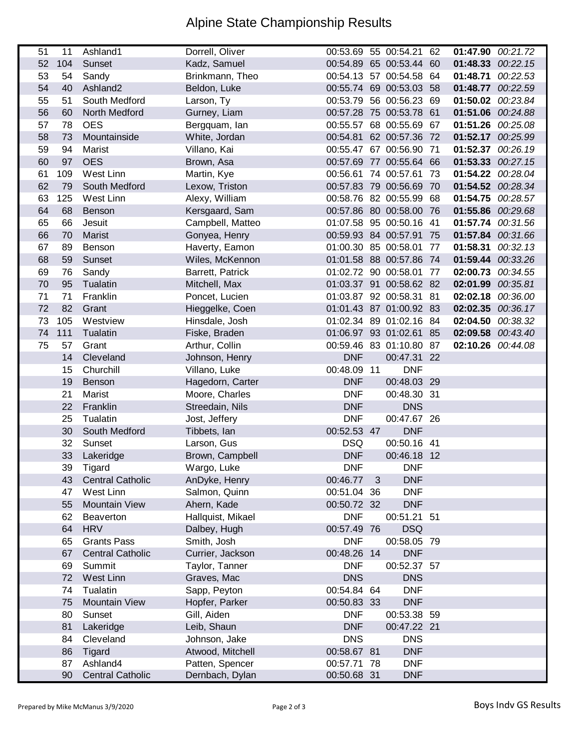# Alpine State Championship Results

| Place | Bib | Team | Name | Run 1 | Rank | Run 2 | Rank | Total | Behind |
|---|---|---|---|---|---|---|---|---|---|
| 51 | 11 | Ashland1 | Dorrell, Oliver | 00:53.69 | 55 | 00:54.21 | 62 | **01:47.90** | *00:21.72* |
| 52 | 104 | Sunset | Kadz, Samuel | 00:54.89 | 65 | 00:53.44 | 60 | **01:48.33** | *00:22.15* |
| 53 | 54 | Sandy | Brinkmann, Theo | 00:54.13 | 57 | 00:54.58 | 64 | **01:48.71** | *00:22.53* |
| 54 | 40 | Ashland2 | Beldon, Luke | 00:55.74 | 69 | 00:53.03 | 58 | **01:48.77** | *00:22.59* |
| 55 | 51 | South Medford | Larson, Ty | 00:53.79 | 56 | 00:56.23 | 69 | **01:50.02** | *00:23.84* |
| 56 | 60 | North Medford | Gurney, Liam | 00:57.28 | 75 | 00:53.78 | 61 | **01:51.06** | *00:24.88* |
| 57 | 78 | OES | Bergquam, Ian | 00:55.57 | 68 | 00:55.69 | 67 | **01:51.26** | *00:25.08* |
| 58 | 73 | Mountainside | White, Jordan | 00:54.81 | 62 | 00:57.36 | 72 | **01:52.17** | *00:25.99* |
| 59 | 94 | Marist | Villano, Kai | 00:55.47 | 67 | 00:56.90 | 71 | **01:52.37** | *00:26.19* |
| 60 | 97 | OES | Brown, Asa | 00:57.69 | 77 | 00:55.64 | 66 | **01:53.33** | *00:27.15* |
| 61 | 109 | West Linn | Martin, Kye | 00:56.61 | 74 | 00:57.61 | 73 | **01:54.22** | *00:28.04* |
| 62 | 79 | South Medford | Lexow, Triston | 00:57.83 | 79 | 00:56.69 | 70 | **01:54.52** | *00:28.34* |
| 63 | 125 | West Linn | Alexy, William | 00:58.76 | 82 | 00:55.99 | 68 | **01:54.75** | *00:28.57* |
| 64 | 68 | Benson | Kersgaard, Sam | 00:57.86 | 80 | 00:58.00 | 76 | **01:55.86** | *00:29.68* |
| 65 | 66 | Jesuit | Campbell, Matteo | 01:07.58 | 95 | 00:50.16 | 41 | **01:57.74** | *00:31.56* |
| 66 | 70 | Marist | Gonyea, Henry | 00:59.93 | 84 | 00:57.91 | 75 | **01:57.84** | *00:31.66* |
| 67 | 89 | Benson | Haverty, Eamon | 01:00.30 | 85 | 00:58.01 | 77 | **01:58.31** | *00:32.13* |
| 68 | 59 | Sunset | Wiles, McKennon | 01:01.58 | 88 | 00:57.86 | 74 | **01:59.44** | *00:33.26* |
| 69 | 76 | Sandy | Barrett, Patrick | 01:02.72 | 90 | 00:58.01 | 77 | **02:00.73** | *00:34.55* |
| 70 | 95 | Tualatin | Mitchell, Max | 01:03.37 | 91 | 00:58.62 | 82 | **02:01.99** | *00:35.81* |
| 71 | 71 | Franklin | Poncet, Lucien | 01:03.87 | 92 | 00:58.31 | 81 | **02:02.18** | *00:36.00* |
| 72 | 82 | Grant | Hieggelke, Coen | 01:01.43 | 87 | 01:00.92 | 83 | **02:02.35** | *00:36.17* |
| 73 | 105 | Westview | Hinsdale, Josh | 01:02.34 | 89 | 01:02.16 | 84 | **02:04.50** | *00:38.32* |
| 74 | 111 | Tualatin | Fiske, Braden | 01:06.97 | 93 | 01:02.61 | 85 | **02:09.58** | *00:43.40* |
| 75 | 57 | Grant | Arthur, Collin | 00:59.46 | 83 | 01:10.80 | 87 | **02:10.26** | *00:44.08* |
| | 14 | Cleveland | Johnson, Henry | DNF | | 00:47.31 | 22 | | |
| | 15 | Churchill | Villano, Luke | 00:48.09 | 11 | DNF | | | |
| | 19 | Benson | Hagedorn, Carter | DNF | | 00:48.03 | 29 | | |
| | 21 | Marist | Moore, Charles | DNF | | 00:48.30 | 31 | | |
| | 22 | Franklin | Streedain, Nils | DNF | | DNS | | | |
| | 25 | Tualatin | Jost, Jeffery | DNF | | 00:47.67 | 26 | | |
| | 30 | South Medford | Tibbets, Ian | 00:52.53 | 47 | DNF | | | |
| | 32 | Sunset | Larson, Gus | DSQ | | 00:50.16 | 41 | | |
| | 33 | Lakeridge | Brown, Campbell | DNF | | 00:46.18 | 12 | | |
| | 39 | Tigard | Wargo, Luke | DNF | | DNF | | | |
| | 43 | Central Catholic | AnDyke, Henry | 00:46.77 | 3 | DNF | | | |
| | 47 | West Linn | Salmon, Quinn | 00:51.04 | 36 | DNF | | | |
| | 55 | Mountain View | Ahern, Kade | 00:50.72 | 32 | DNF | | | |
| | 62 | Beaverton | Hallquist, Mikael | DNF | | 00:51.21 | 51 | | |
| | 64 | HRV | Dalbey, Hugh | 00:57.49 | 76 | DSQ | | | |
| | 65 | Grants Pass | Smith, Josh | DNF | | 00:58.05 | 79 | | |
| | 67 | Central Catholic | Currier, Jackson | 00:48.26 | 14 | DNF | | | |
| | 69 | Summit | Taylor, Tanner | DNF | | 00:52.37 | 57 | | |
| | 72 | West Linn | Graves, Mac | DNS | | DNS | | | |
| | 74 | Tualatin | Sapp, Peyton | 00:54.84 | 64 | DNF | | | |
| | 75 | Mountain View | Hopfer, Parker | 00:50.83 | 33 | DNF | | | |
| | 80 | Sunset | Gill, Aiden | DNF | | 00:53.38 | 59 | | |
| | 81 | Lakeridge | Leib, Shaun | DNF | | 00:47.22 | 21 | | |
| | 84 | Cleveland | Johnson, Jake | DNS | | DNS | | | |
| | 86 | Tigard | Atwood, Mitchell | 00:58.67 | 81 | DNF | | | |
| | 87 | Ashland4 | Patten, Spencer | 00:57.71 | 78 | DNF | | | |
| | 90 | Central Catholic | Dernbach, Dylan | 00:50.68 | 31 | DNF | | | |

Prepared by Mike McManus 3/9/2020

Boys Indv GS Results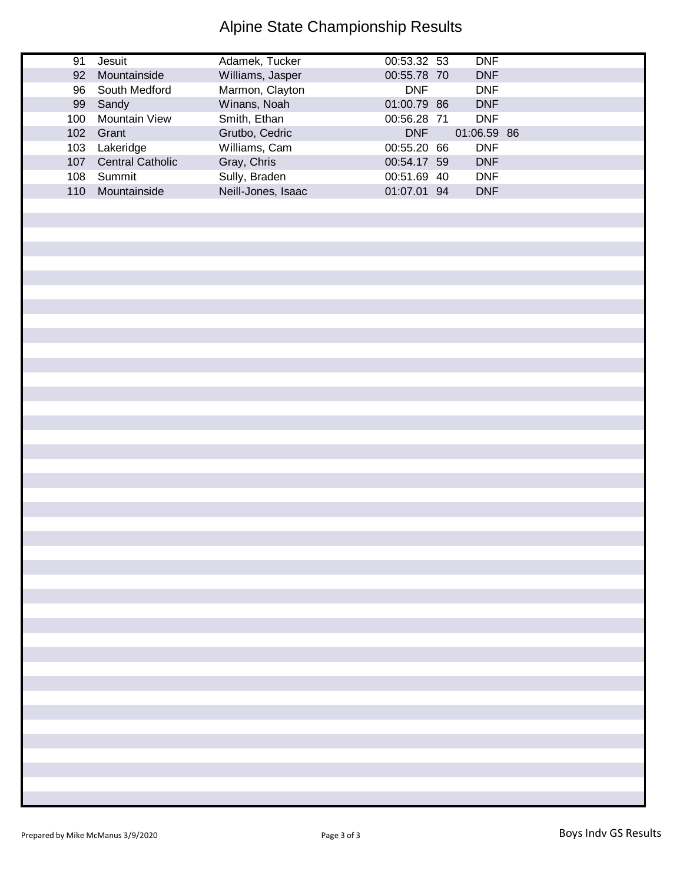# Alpine State Championship Results

| | | | | | | |
|---|---|---|---|---|---|---|
| 91 | Jesuit | Adamek, Tucker | 00:53.32 | 53 | DNF | |
| 92 | Mountainside | Williams, Jasper | 00:55.78 | 70 | DNF | |
| 96 | South Medford | Marmon, Clayton | DNF | | DNF | |
| 99 | Sandy | Winans, Noah | 01:00.79 | 86 | DNF | |
| 100 | Mountain View | Smith, Ethan | 00:56.28 | 71 | DNF | |
| 102 | Grant | Grutbo, Cedric | DNF | | 01:06.59 | 86 |
| 103 | Lakeridge | Williams, Cam | 00:55.20 | 66 | DNF | |
| 107 | Central Catholic | Gray, Chris | 00:54.17 | 59 | DNF | |
| 108 | Summit | Sully, Braden | 00:51.69 | 40 | DNF | |
| 110 | Mountainside | Neill-Jones, Isaac | 01:07.01 | 94 | DNF | |

Prepared by Mike McManus 3/9/2020

Boys Indv GS Results